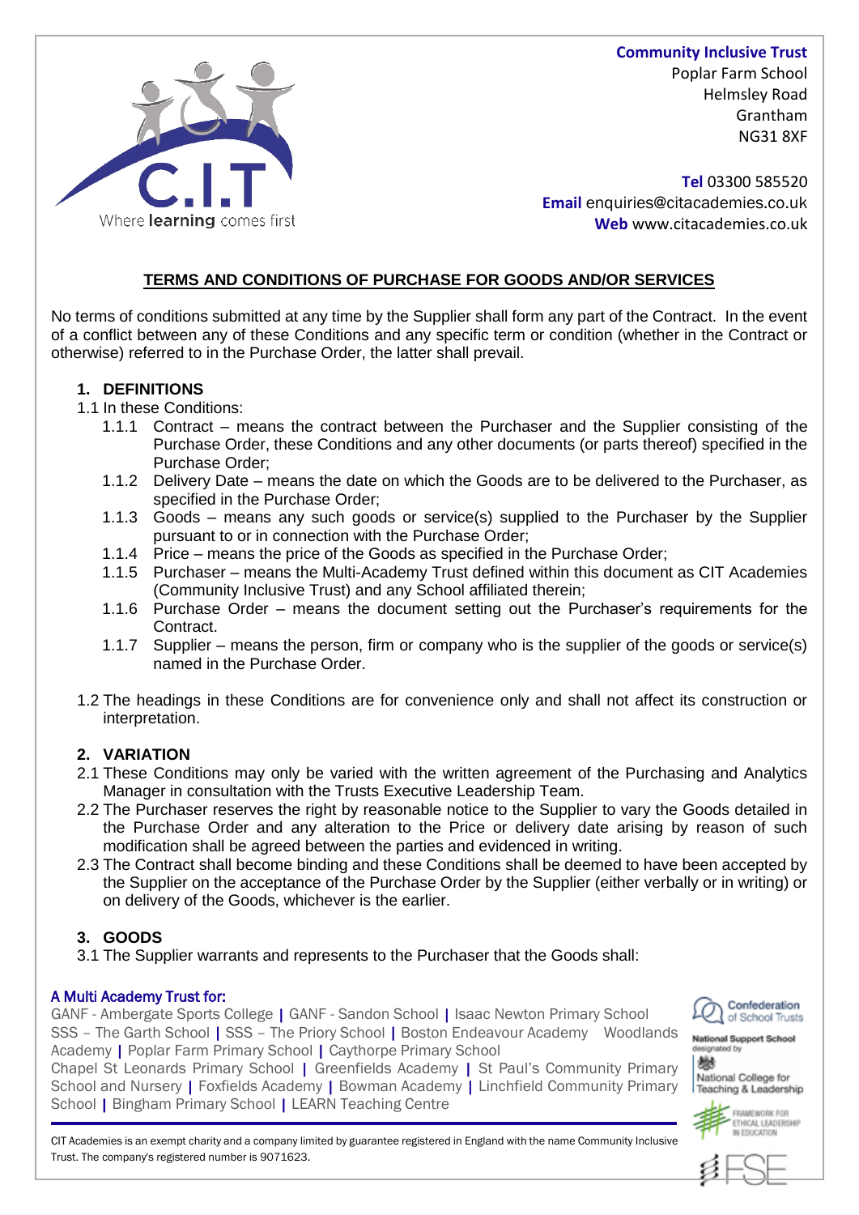**Community Inclusive Trust**
Poplar Farm School
Helmsley Road
Grantham
NG31 8XF

**Tel** 03300 585520
**Email** enquiries@citacademies.co.uk
**Web** www.citacademies.co.uk

## TERMS AND CONDITIONS OF PURCHASE FOR GOODS AND/OR SERVICES

No terms of conditions submitted at any time by the Supplier shall form any part of the Contract. In the event of a conflict between any of these Conditions and any specific term or condition (whether in the Contract or otherwise) referred to in the Purchase Order, the latter shall prevail.

### 1. DEFINITIONS

1.1 In these Conditions:

- 1.1.1 Contract – means the contract between the Purchaser and the Supplier consisting of the Purchase Order, these Conditions and any other documents (or parts thereof) specified in the Purchase Order;
- 1.1.2 Delivery Date – means the date on which the Goods are to be delivered to the Purchaser, as specified in the Purchase Order;
- 1.1.3 Goods – means any such goods or service(s) supplied to the Purchaser by the Supplier pursuant to or in connection with the Purchase Order;
- 1.1.4 Price – means the price of the Goods as specified in the Purchase Order;
- 1.1.5 Purchaser – means the Multi-Academy Trust defined within this document as CIT Academies (Community Inclusive Trust) and any School affiliated therein;
- 1.1.6 Purchase Order – means the document setting out the Purchaser's requirements for the Contract.
- 1.1.7 Supplier – means the person, firm or company who is the supplier of the goods or service(s) named in the Purchase Order.

1.2 The headings in these Conditions are for convenience only and shall not affect its construction or interpretation.

### 2. VARIATION

2.1 These Conditions may only be varied with the written agreement of the Purchasing and Analytics Manager in consultation with the Trusts Executive Leadership Team.

2.2 The Purchaser reserves the right by reasonable notice to the Supplier to vary the Goods detailed in the Purchase Order and any alteration to the Price or delivery date arising by reason of such modification shall be agreed between the parties and evidenced in writing.

2.3 The Contract shall become binding and these Conditions shall be deemed to have been accepted by the Supplier on the acceptance of the Purchase Order by the Supplier (either verbally or in writing) or on delivery of the Goods, whichever is the earlier.

### 3. GOODS

3.1 The Supplier warrants and represents to the Purchaser that the Goods shall:

A Multi Academy Trust for:
GANF - Ambergate Sports College | GANF - Sandon School | Isaac Newton Primary School
SSS – The Garth School | SSS – The Priory School | Boston Endeavour Academy Woodlands Academy | Poplar Farm Primary School | Caythorpe Primary School
Chapel St Leonards Primary School | Greenfields Academy | St Paul's Community Primary School and Nursery | Foxfields Academy | Bowman Academy | Linchfield Community Primary School | Bingham Primary School | LEARN Teaching Centre

CIT Academies is an exempt charity and a company limited by guarantee registered in England with the name Community Inclusive Trust. The company's registered number is 9071623.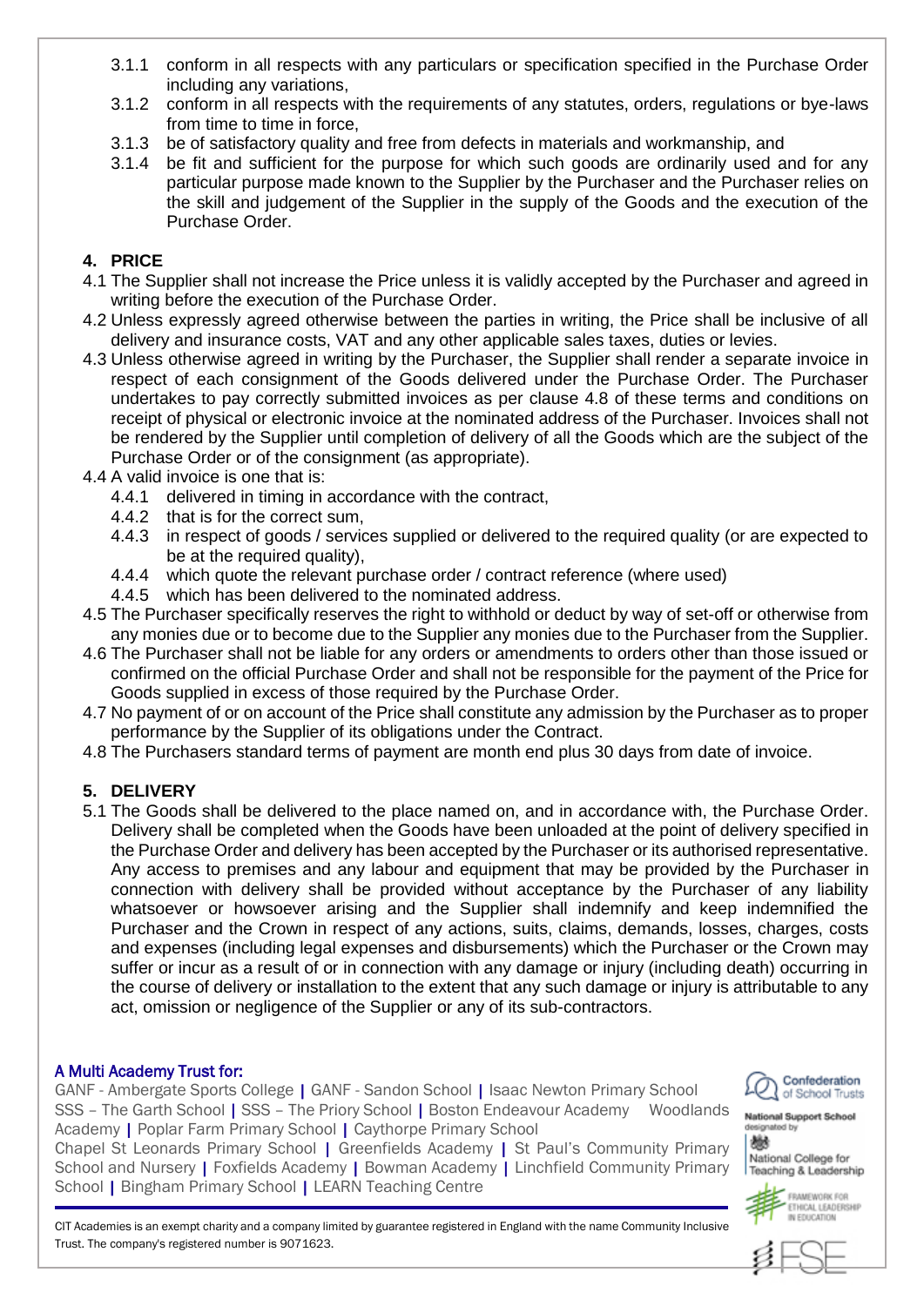3.1.1 conform in all respects with any particulars or specification specified in the Purchase Order including any variations,

3.1.2 conform in all respects with the requirements of any statutes, orders, regulations or bye-laws from time to time in force,

3.1.3 be of satisfactory quality and free from defects in materials and workmanship, and

3.1.4 be fit and sufficient for the purpose for which such goods are ordinarily used and for any particular purpose made known to the Supplier by the Purchaser and the Purchaser relies on the skill and judgement of the Supplier in the supply of the Goods and the execution of the Purchase Order.

## 4. PRICE

4.1 The Supplier shall not increase the Price unless it is validly accepted by the Purchaser and agreed in writing before the execution of the Purchase Order.

4.2 Unless expressly agreed otherwise between the parties in writing, the Price shall be inclusive of all delivery and insurance costs, VAT and any other applicable sales taxes, duties or levies.

4.3 Unless otherwise agreed in writing by the Purchaser, the Supplier shall render a separate invoice in respect of each consignment of the Goods delivered under the Purchase Order. The Purchaser undertakes to pay correctly submitted invoices as per clause 4.8 of these terms and conditions on receipt of physical or electronic invoice at the nominated address of the Purchaser. Invoices shall not be rendered by the Supplier until completion of delivery of all the Goods which are the subject of the Purchase Order or of the consignment (as appropriate).

4.4 A valid invoice is one that is:

4.4.1 delivered in timing in accordance with the contract,

4.4.2 that is for the correct sum,

4.4.3 in respect of goods / services supplied or delivered to the required quality (or are expected to be at the required quality),

4.4.4 which quote the relevant purchase order / contract reference (where used)

4.4.5 which has been delivered to the nominated address.

4.5 The Purchaser specifically reserves the right to withhold or deduct by way of set-off or otherwise from any monies due or to become due to the Supplier any monies due to the Purchaser from the Supplier.

4.6 The Purchaser shall not be liable for any orders or amendments to orders other than those issued or confirmed on the official Purchase Order and shall not be responsible for the payment of the Price for Goods supplied in excess of those required by the Purchase Order.

4.7 No payment of or on account of the Price shall constitute any admission by the Purchaser as to proper performance by the Supplier of its obligations under the Contract.

4.8 The Purchasers standard terms of payment are month end plus 30 days from date of invoice.

## 5. DELIVERY

5.1 The Goods shall be delivered to the place named on, and in accordance with, the Purchase Order. Delivery shall be completed when the Goods have been unloaded at the point of delivery specified in the Purchase Order and delivery has been accepted by the Purchaser or its authorised representative. Any access to premises and any labour and equipment that may be provided by the Purchaser in connection with delivery shall be provided without acceptance by the Purchaser of any liability whatsoever or howsoever arising and the Supplier shall indemnify and keep indemnified the Purchaser and the Crown in respect of any actions, suits, claims, demands, losses, charges, costs and expenses (including legal expenses and disbursements) which the Purchaser or the Crown may suffer or incur as a result of or in connection with any damage or injury (including death) occurring in the course of delivery or installation to the extent that any such damage or injury is attributable to any act, omission or negligence of the Supplier or any of its sub-contractors.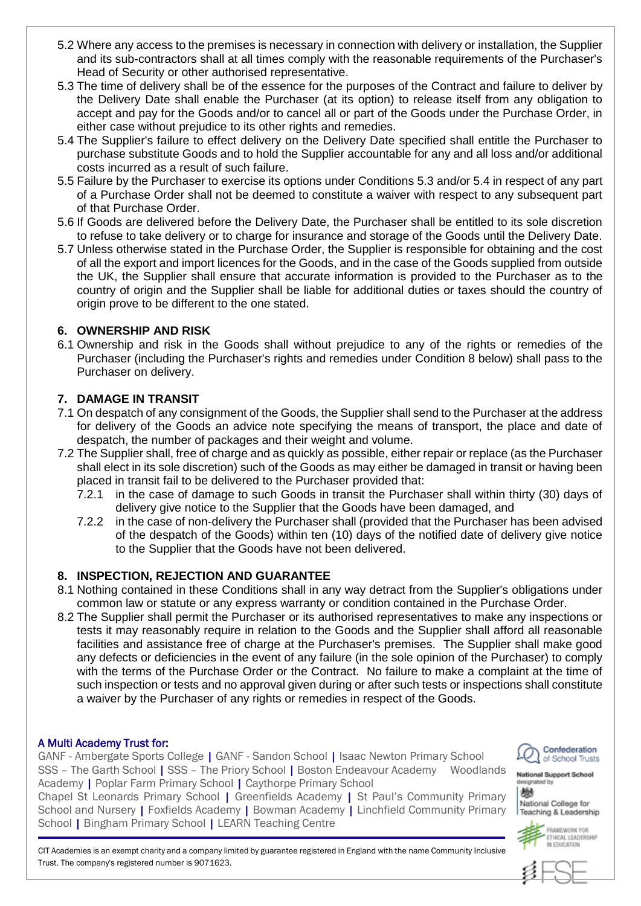5.2 Where any access to the premises is necessary in connection with delivery or installation, the Supplier and its sub-contractors shall at all times comply with the reasonable requirements of the Purchaser's Head of Security or other authorised representative.

5.3 The time of delivery shall be of the essence for the purposes of the Contract and failure to deliver by the Delivery Date shall enable the Purchaser (at its option) to release itself from any obligation to accept and pay for the Goods and/or to cancel all or part of the Goods under the Purchase Order, in either case without prejudice to its other rights and remedies.

5.4 The Supplier's failure to effect delivery on the Delivery Date specified shall entitle the Purchaser to purchase substitute Goods and to hold the Supplier accountable for any and all loss and/or additional costs incurred as a result of such failure.

5.5 Failure by the Purchaser to exercise its options under Conditions 5.3 and/or 5.4 in respect of any part of a Purchase Order shall not be deemed to constitute a waiver with respect to any subsequent part of that Purchase Order.

5.6 If Goods are delivered before the Delivery Date, the Purchaser shall be entitled to its sole discretion to refuse to take delivery or to charge for insurance and storage of the Goods until the Delivery Date.

5.7 Unless otherwise stated in the Purchase Order, the Supplier is responsible for obtaining and the cost of all the export and import licences for the Goods, and in the case of the Goods supplied from outside the UK, the Supplier shall ensure that accurate information is provided to the Purchaser as to the country of origin and the Supplier shall be liable for additional duties or taxes should the country of origin prove to be different to the one stated.

## 6. OWNERSHIP AND RISK

6.1 Ownership and risk in the Goods shall without prejudice to any of the rights or remedies of the Purchaser (including the Purchaser's rights and remedies under Condition 8 below) shall pass to the Purchaser on delivery.

## 7. DAMAGE IN TRANSIT

7.1 On despatch of any consignment of the Goods, the Supplier shall send to the Purchaser at the address for delivery of the Goods an advice note specifying the means of transport, the place and date of despatch, the number of packages and their weight and volume.

7.2 The Supplier shall, free of charge and as quickly as possible, either repair or replace (as the Purchaser shall elect in its sole discretion) such of the Goods as may either be damaged in transit or having been placed in transit fail to be delivered to the Purchaser provided that:

7.2.1 in the case of damage to such Goods in transit the Purchaser shall within thirty (30) days of delivery give notice to the Supplier that the Goods have been damaged, and

7.2.2 in the case of non-delivery the Purchaser shall (provided that the Purchaser has been advised of the despatch of the Goods) within ten (10) days of the notified date of delivery give notice to the Supplier that the Goods have not been delivered.

## 8. INSPECTION, REJECTION AND GUARANTEE

8.1 Nothing contained in these Conditions shall in any way detract from the Supplier's obligations under common law or statute or any express warranty or condition contained in the Purchase Order.

8.2 The Supplier shall permit the Purchaser or its authorised representatives to make any inspections or tests it may reasonably require in relation to the Goods and the Supplier shall afford all reasonable facilities and assistance free of charge at the Purchaser's premises. The Supplier shall make good any defects or deficiencies in the event of any failure (in the sole opinion of the Purchaser) to comply with the terms of the Purchase Order or the Contract. No failure to make a complaint at the time of such inspection or tests and no approval given during or after such tests or inspections shall constitute a waiver by the Purchaser of any rights or remedies in respect of the Goods.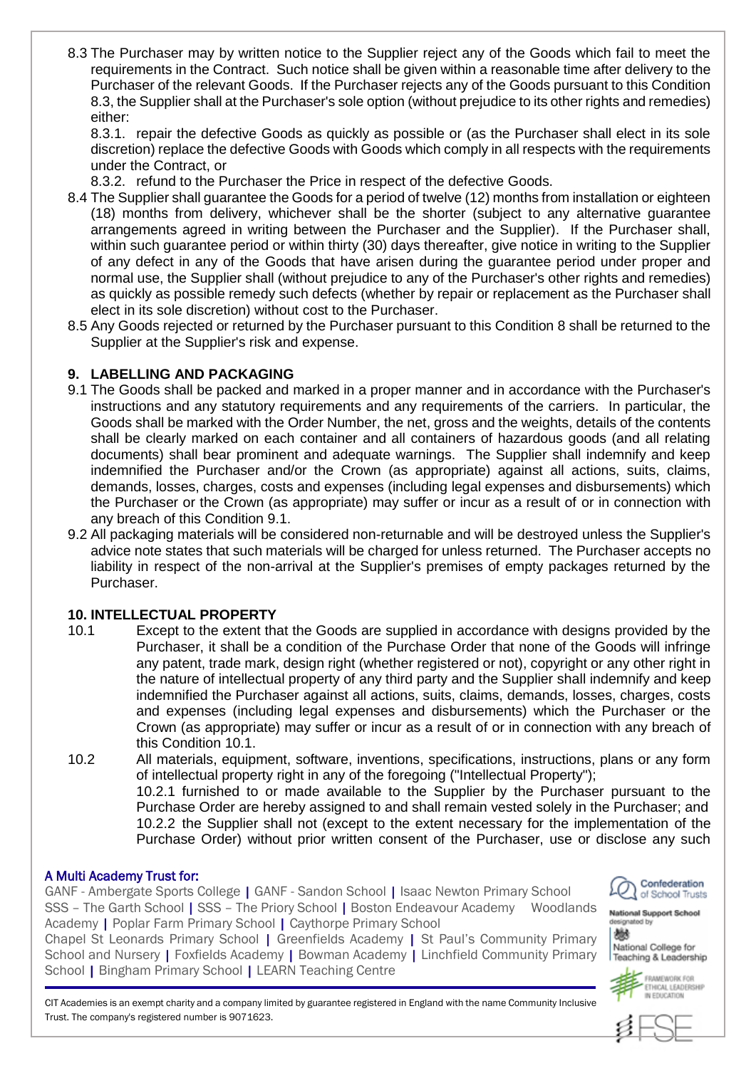8.3 The Purchaser may by written notice to the Supplier reject any of the Goods which fail to meet the requirements in the Contract. Such notice shall be given within a reasonable time after delivery to the Purchaser of the relevant Goods. If the Purchaser rejects any of the Goods pursuant to this Condition 8.3, the Supplier shall at the Purchaser's sole option (without prejudice to its other rights and remedies) either:

8.3.1. repair the defective Goods as quickly as possible or (as the Purchaser shall elect in its sole discretion) replace the defective Goods with Goods which comply in all respects with the requirements under the Contract, or

8.3.2. refund to the Purchaser the Price in respect of the defective Goods.

8.4 The Supplier shall guarantee the Goods for a period of twelve (12) months from installation or eighteen (18) months from delivery, whichever shall be the shorter (subject to any alternative guarantee arrangements agreed in writing between the Purchaser and the Supplier). If the Purchaser shall, within such guarantee period or within thirty (30) days thereafter, give notice in writing to the Supplier of any defect in any of the Goods that have arisen during the guarantee period under proper and normal use, the Supplier shall (without prejudice to any of the Purchaser's other rights and remedies) as quickly as possible remedy such defects (whether by repair or replacement as the Purchaser shall elect in its sole discretion) without cost to the Purchaser.

8.5 Any Goods rejected or returned by the Purchaser pursuant to this Condition 8 shall be returned to the Supplier at the Supplier's risk and expense.

## 9. LABELLING AND PACKAGING

9.1 The Goods shall be packed and marked in a proper manner and in accordance with the Purchaser's instructions and any statutory requirements and any requirements of the carriers. In particular, the Goods shall be marked with the Order Number, the net, gross and the weights, details of the contents shall be clearly marked on each container and all containers of hazardous goods (and all relating documents) shall bear prominent and adequate warnings. The Supplier shall indemnify and keep indemnified the Purchaser and/or the Crown (as appropriate) against all actions, suits, claims, demands, losses, charges, costs and expenses (including legal expenses and disbursements) which the Purchaser or the Crown (as appropriate) may suffer or incur as a result of or in connection with any breach of this Condition 9.1.

9.2 All packaging materials will be considered non-returnable and will be destroyed unless the Supplier's advice note states that such materials will be charged for unless returned. The Purchaser accepts no liability in respect of the non-arrival at the Supplier's premises of empty packages returned by the Purchaser.

## 10. INTELLECTUAL PROPERTY

10.1 Except to the extent that the Goods are supplied in accordance with designs provided by the Purchaser, it shall be a condition of the Purchase Order that none of the Goods will infringe any patent, trade mark, design right (whether registered or not), copyright or any other right in the nature of intellectual property of any third party and the Supplier shall indemnify and keep indemnified the Purchaser against all actions, suits, claims, demands, losses, charges, costs and expenses (including legal expenses and disbursements) which the Purchaser or the Crown (as appropriate) may suffer or incur as a result of or in connection with any breach of this Condition 10.1.

10.2 All materials, equipment, software, inventions, specifications, instructions, plans or any form of intellectual property right in any of the foregoing ("Intellectual Property");

10.2.1 furnished to or made available to the Supplier by the Purchaser pursuant to the Purchase Order are hereby assigned to and shall remain vested solely in the Purchaser; and

10.2.2 the Supplier shall not (except to the extent necessary for the implementation of the Purchase Order) without prior written consent of the Purchaser, use or disclose any such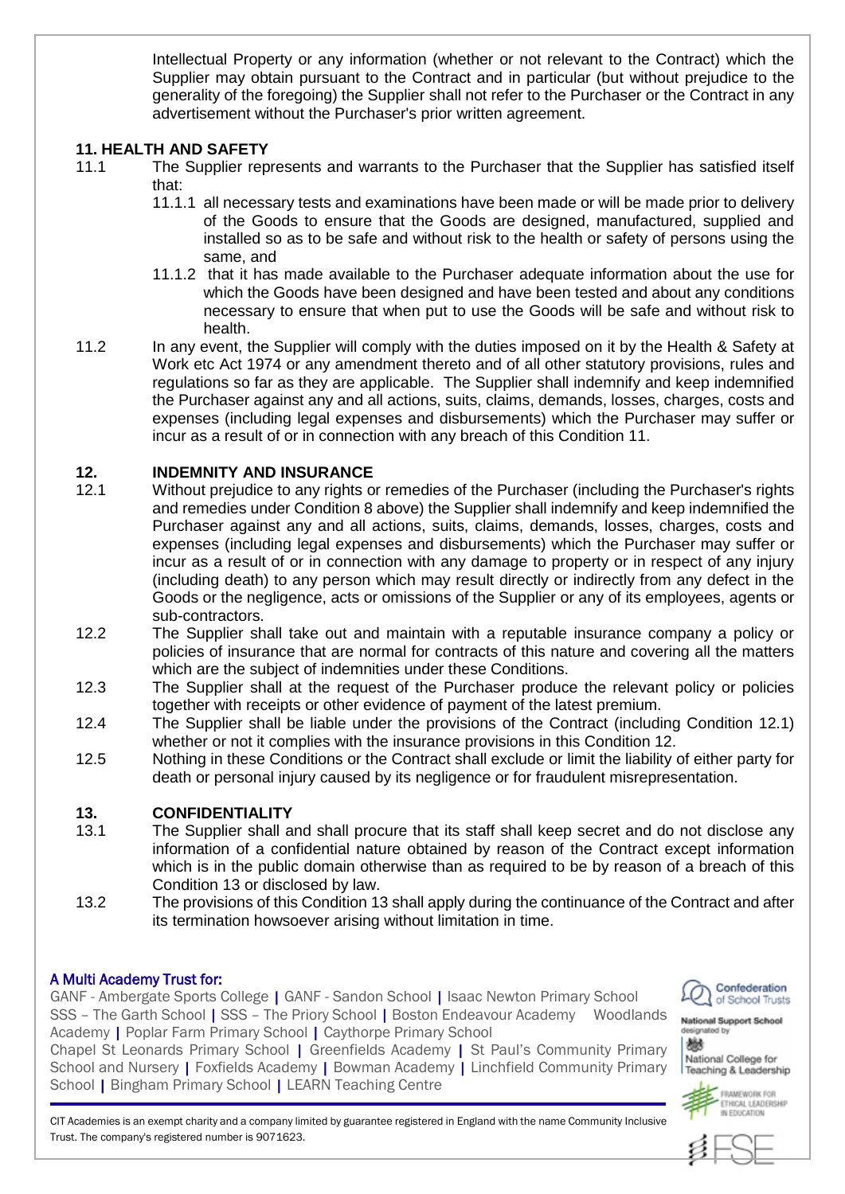Intellectual Property or any information (whether or not relevant to the Contract) which the Supplier may obtain pursuant to the Contract and in particular (but without prejudice to the generality of the foregoing) the Supplier shall not refer to the Purchaser or the Contract in any advertisement without the Purchaser's prior written agreement.

## 11. HEALTH AND SAFETY

11.1 The Supplier represents and warrants to the Purchaser that the Supplier has satisfied itself that:

11.1.1 all necessary tests and examinations have been made or will be made prior to delivery of the Goods to ensure that the Goods are designed, manufactured, supplied and installed so as to be safe and without risk to the health or safety of persons using the same, and

11.1.2 that it has made available to the Purchaser adequate information about the use for which the Goods have been designed and have been tested and about any conditions necessary to ensure that when put to use the Goods will be safe and without risk to health.

11.2 In any event, the Supplier will comply with the duties imposed on it by the Health & Safety at Work etc Act 1974 or any amendment thereto and of all other statutory provisions, rules and regulations so far as they are applicable. The Supplier shall indemnify and keep indemnified the Purchaser against any and all actions, suits, claims, demands, losses, charges, costs and expenses (including legal expenses and disbursements) which the Purchaser may suffer or incur as a result of or in connection with any breach of this Condition 11.

## 12. INDEMNITY AND INSURANCE

12.1 Without prejudice to any rights or remedies of the Purchaser (including the Purchaser's rights and remedies under Condition 8 above) the Supplier shall indemnify and keep indemnified the Purchaser against any and all actions, suits, claims, demands, losses, charges, costs and expenses (including legal expenses and disbursements) which the Purchaser may suffer or incur as a result of or in connection with any damage to property or in respect of any injury (including death) to any person which may result directly or indirectly from any defect in the Goods or the negligence, acts or omissions of the Supplier or any of its employees, agents or sub-contractors.

12.2 The Supplier shall take out and maintain with a reputable insurance company a policy or policies of insurance that are normal for contracts of this nature and covering all the matters which are the subject of indemnities under these Conditions.

12.3 The Supplier shall at the request of the Purchaser produce the relevant policy or policies together with receipts or other evidence of payment of the latest premium.

12.4 The Supplier shall be liable under the provisions of the Contract (including Condition 12.1) whether or not it complies with the insurance provisions in this Condition 12.

12.5 Nothing in these Conditions or the Contract shall exclude or limit the liability of either party for death or personal injury caused by its negligence or for fraudulent misrepresentation.

## 13. CONFIDENTIALITY

13.1 The Supplier shall and shall procure that its staff shall keep secret and do not disclose any information of a confidential nature obtained by reason of the Contract except information which is in the public domain otherwise than as required to be by reason of a breach of this Condition 13 or disclosed by law.

13.2 The provisions of this Condition 13 shall apply during the continuance of the Contract and after its termination howsoever arising without limitation in time.

A Multi Academy Trust for:
GANF - Ambergate Sports College | GANF - Sandon School | Isaac Newton Primary School
SSS – The Garth School | SSS – The Priory School | Boston Endeavour Academy Woodlands Academy | Poplar Farm Primary School | Caythorpe Primary School
Chapel St Leonards Primary School | Greenfields Academy | St Paul's Community Primary School and Nursery | Foxfields Academy | Bowman Academy | Linchfield Community Primary School | Bingham Primary School | LEARN Teaching Centre

CIT Academies is an exempt charity and a company limited by guarantee registered in England with the name Community Inclusive Trust. The company's registered number is 9071623.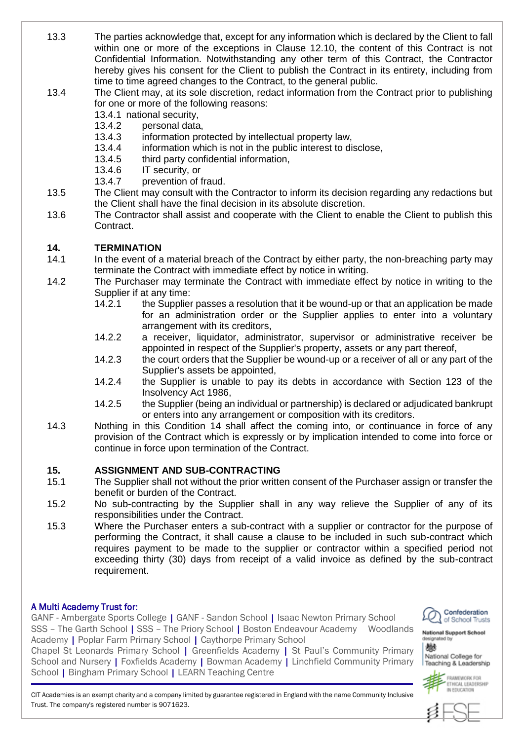13.3 The parties acknowledge that, except for any information which is declared by the Client to fall within one or more of the exceptions in Clause 12.10, the content of this Contract is not Confidential Information. Notwithstanding any other term of this Contract, the Contractor hereby gives his consent for the Client to publish the Contract in its entirety, including from time to time agreed changes to the Contract, to the general public.

13.4 The Client may, at its sole discretion, redact information from the Contract prior to publishing for one or more of the following reasons:

- 13.4.1 national security,
- 13.4.2 personal data,
- 13.4.3 information protected by intellectual property law,
- 13.4.4 information which is not in the public interest to disclose,
- 13.4.5 third party confidential information,
- 13.4.6 IT security, or
- 13.4.7 prevention of fraud.

13.5 The Client may consult with the Contractor to inform its decision regarding any redactions but the Client shall have the final decision in its absolute discretion.

13.6 The Contractor shall assist and cooperate with the Client to enable the Client to publish this Contract.

## 14. TERMINATION

14.1 In the event of a material breach of the Contract by either party, the non-breaching party may terminate the Contract with immediate effect by notice in writing.

14.2 The Purchaser may terminate the Contract with immediate effect by notice in writing to the Supplier if at any time:

- 14.2.1 the Supplier passes a resolution that it be wound-up or that an application be made for an administration order or the Supplier applies to enter into a voluntary arrangement with its creditors,
- 14.2.2 a receiver, liquidator, administrator, supervisor or administrative receiver be appointed in respect of the Supplier's property, assets or any part thereof,
- 14.2.3 the court orders that the Supplier be wound-up or a receiver of all or any part of the Supplier's assets be appointed,
- 14.2.4 the Supplier is unable to pay its debts in accordance with Section 123 of the Insolvency Act 1986,
- 14.2.5 the Supplier (being an individual or partnership) is declared or adjudicated bankrupt or enters into any arrangement or composition with its creditors.

14.3 Nothing in this Condition 14 shall affect the coming into, or continuance in force of any provision of the Contract which is expressly or by implication intended to come into force or continue in force upon termination of the Contract.

## 15. ASSIGNMENT AND SUB-CONTRACTING

15.1 The Supplier shall not without the prior written consent of the Purchaser assign or transfer the benefit or burden of the Contract.

15.2 No sub-contracting by the Supplier shall in any way relieve the Supplier of any of its responsibilities under the Contract.

15.3 Where the Purchaser enters a sub-contract with a supplier or contractor for the purpose of performing the Contract, it shall cause a clause to be included in such sub-contract which requires payment to be made to the supplier or contractor within a specified period not exceeding thirty (30) days from receipt of a valid invoice as defined by the sub-contract requirement.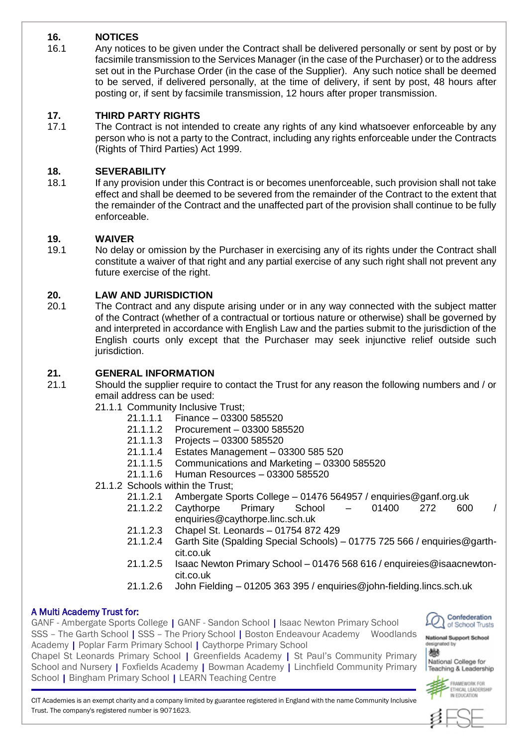## 16. NOTICES

16.1 Any notices to be given under the Contract shall be delivered personally or sent by post or by facsimile transmission to the Services Manager (in the case of the Purchaser) or to the address set out in the Purchase Order (in the case of the Supplier). Any such notice shall be deemed to be served, if delivered personally, at the time of delivery, if sent by post, 48 hours after posting or, if sent by facsimile transmission, 12 hours after proper transmission.

## 17. THIRD PARTY RIGHTS

17.1 The Contract is not intended to create any rights of any kind whatsoever enforceable by any person who is not a party to the Contract, including any rights enforceable under the Contracts (Rights of Third Parties) Act 1999.

## 18. SEVERABILITY

18.1 If any provision under this Contract is or becomes unenforceable, such provision shall not take effect and shall be deemed to be severed from the remainder of the Contract to the extent that the remainder of the Contract and the unaffected part of the provision shall continue to be fully enforceable.

## 19. WAIVER

19.1 No delay or omission by the Purchaser in exercising any of its rights under the Contract shall constitute a waiver of that right and any partial exercise of any such right shall not prevent any future exercise of the right.

## 20. LAW AND JURISDICTION

20.1 The Contract and any dispute arising under or in any way connected with the subject matter of the Contract (whether of a contractual or tortious nature or otherwise) shall be governed by and interpreted in accordance with English Law and the parties submit to the jurisdiction of the English courts only except that the Purchaser may seek injunctive relief outside such jurisdiction.

## 21. GENERAL INFORMATION

21.1 Should the supplier require to contact the Trust for any reason the following numbers and / or email address can be used:

- 21.1.1 Community Inclusive Trust;
  - 21.1.1.1 Finance – 03300 585520
  - 21.1.1.2 Procurement – 03300 585520
  - 21.1.1.3 Projects – 03300 585520
  - 21.1.1.4 Estates Management – 03300 585 520
  - 21.1.1.5 Communications and Marketing – 03300 585520
  - 21.1.1.6 Human Resources – 03300 585520
- 21.1.2 Schools within the Trust;
  - 21.1.2.1 Ambergate Sports College – 01476 564957 / enquiries@ganf.org.uk
  - 21.1.2.2 Caythorpe Primary School – 01400 272 600 / enquiries@caythorpe.linc.sch.uk
  - 21.1.2.3 Chapel St. Leonards – 01754 872 429
  - 21.1.2.4 Garth Site (Spalding Special Schools) – 01775 725 566 / enquiries@garth-cit.co.uk
  - 21.1.2.5 Isaac Newton Primary School – 01476 568 616 / enquireies@isaacnewton-cit.co.uk
  - 21.1.2.6 John Fielding – 01205 363 395 / enquiries@john-fielding.lincs.sch.uk

A Multi Academy Trust for:
GANF - Ambergate Sports College | GANF - Sandon School | Isaac Newton Primary School
SSS – The Garth School | SSS – The Priory School | Boston Endeavour Academy Woodlands Academy | Poplar Farm Primary School | Caythorpe Primary School
Chapel St Leonards Primary School | Greenfields Academy | St Paul's Community Primary School and Nursery | Foxfields Academy | Bowman Academy | Linchfield Community Primary School | Bingham Primary School | LEARN Teaching Centre

CIT Academies is an exempt charity and a company limited by guarantee registered in England with the name Community Inclusive Trust. The company's registered number is 9071623.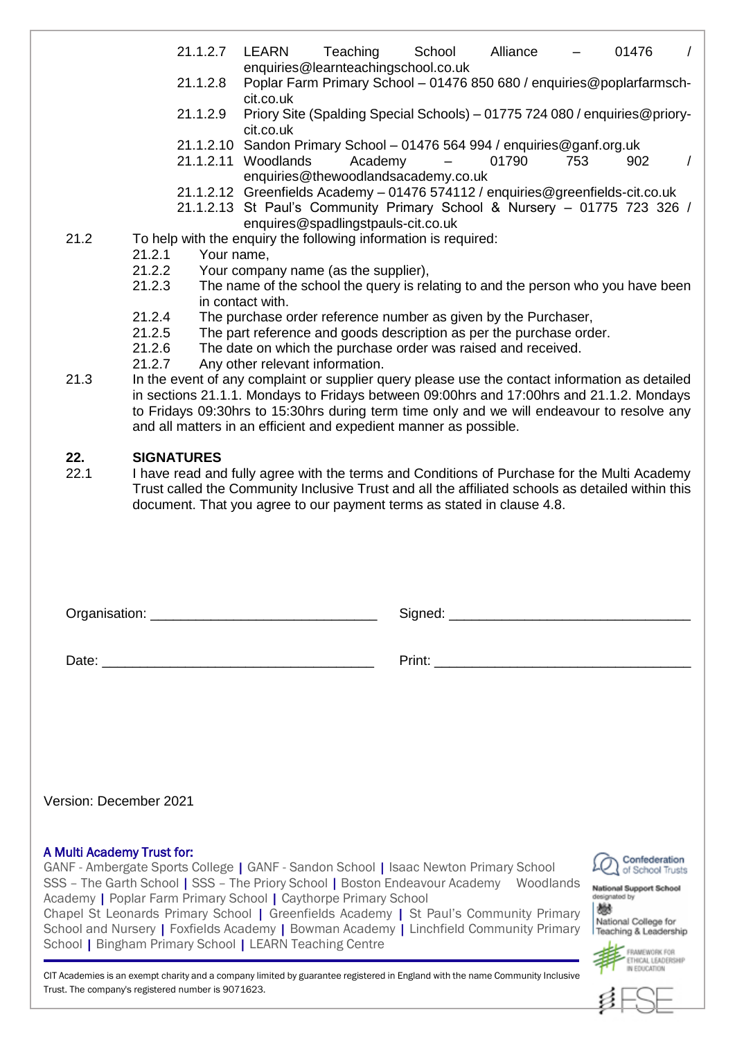21.1.2.7 LEARN Teaching School Alliance – 01476 / enquiries@learnteachingschool.co.uk

21.1.2.8 Poplar Farm Primary School – 01476 850 680 / enquiries@poplarfarmsch-cit.co.uk

21.1.2.9 Priory Site (Spalding Special Schools) – 01775 724 080 / enquiries@priory-cit.co.uk

21.1.2.10 Sandon Primary School – 01476 564 994 / enquiries@ganf.org.uk

21.1.2.11 Woodlands Academy – 01790 753 902 / enquiries@thewoodlandsacademy.co.uk

21.1.2.12 Greenfields Academy – 01476 574112 / enquiries@greenfields-cit.co.uk

21.1.2.13 St Paul's Community Primary School & Nursery – 01775 723 326 / enquires@spadlingstpauls-cit.co.uk

21.2 To help with the enquiry the following information is required:

21.2.1 Your name,

21.2.2 Your company name (as the supplier),

21.2.3 The name of the school the query is relating to and the person who you have been in contact with.

21.2.4 The purchase order reference number as given by the Purchaser,

21.2.5 The part reference and goods description as per the purchase order.

21.2.6 The date on which the purchase order was raised and received.

21.2.7 Any other relevant information.

21.3 In the event of any complaint or supplier query please use the contact information as detailed in sections 21.1.1. Mondays to Fridays between 09:00hrs and 17:00hrs and 21.1.2. Mondays to Fridays 09:30hrs to 15:30hrs during term time only and we will endeavour to resolve any and all matters in an efficient and expedient manner as possible.

## 22. SIGNATURES

22.1 I have read and fully agree with the terms and Conditions of Purchase for the Multi Academy Trust called the Community Inclusive Trust and all the affiliated schools as detailed within this document. That you agree to our payment terms as stated in clause 4.8.

Organisation: ______________________________ Signed: ______________________________

Date: ______________________________ Print: ______________________________

Version: December 2021

A Multi Academy Trust for:
GANF - Ambergate Sports College | GANF - Sandon School | Isaac Newton Primary School
SSS – The Garth School | SSS – The Priory School | Boston Endeavour Academy Woodlands Academy | Poplar Farm Primary School | Caythorpe Primary School
Chapel St Leonards Primary School | Greenfields Academy | St Paul's Community Primary School and Nursery | Foxfields Academy | Bowman Academy | Linchfield Community Primary School | Bingham Primary School | LEARN Teaching Centre

CIT Academies is an exempt charity and a company limited by guarantee registered in England with the name Community Inclusive Trust. The company's registered number is 9071623.